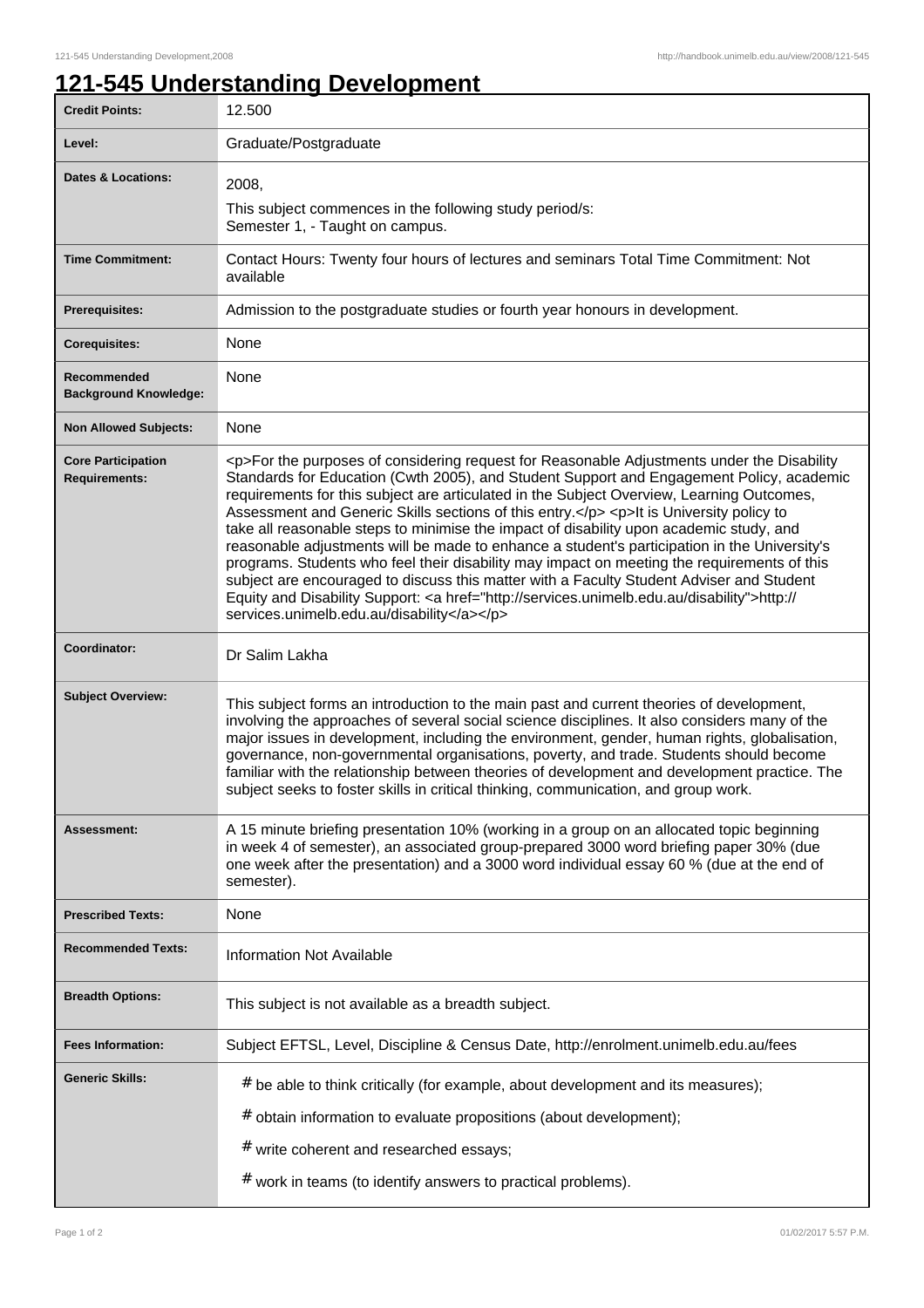# 121-545 Understanding Development

| | |
|---|---|
| **Credit Points:** | 12.500 |
| **Level:** | Graduate/Postgraduate |
| **Dates & Locations:** | 2008,<br>This subject commences in the following study period/s:<br>Semester 1, - Taught on campus. |
| **Time Commitment:** | Contact Hours: Twenty four hours of lectures and seminars Total Time Commitment: Not available |
| **Prerequisites:** | Admission to the postgraduate studies or fourth year honours in development. |
| **Corequisites:** | None |
| **Recommended Background Knowledge:** | None |
| **Non Allowed Subjects:** | None |
| **Core Participation Requirements:** | <p>For the purposes of considering request for Reasonable Adjustments under the Disability Standards for Education (Cwth 2005), and Student Support and Engagement Policy, academic requirements for this subject are articulated in the Subject Overview, Learning Outcomes, Assessment and Generic Skills sections of this entry.</p> <p>It is University policy to take all reasonable steps to minimise the impact of disability upon academic study, and reasonable adjustments will be made to enhance a student's participation in the University's programs. Students who feel their disability may impact on meeting the requirements of this subject are encouraged to discuss this matter with a Faculty Student Adviser and Student Equity and Disability Support: <a href="http://services.unimelb.edu.au/disability">http://services.unimelb.edu.au/disability</a></p> |
| **Coordinator:** | Dr Salim Lakha |
| **Subject Overview:** | This subject forms an introduction to the main past and current theories of development, involving the approaches of several social science disciplines. It also considers many of the major issues in development, including the environment, gender, human rights, globalisation, governance, non-governmental organisations, poverty, and trade. Students should become familiar with the relationship between theories of development and development practice. The subject seeks to foster skills in critical thinking, communication, and group work. |
| **Assessment:** | A 15 minute briefing presentation 10% (working in a group on an allocated topic beginning in week 4 of semester), an associated group-prepared 3000 word briefing paper 30% (due one week after the presentation) and a 3000 word individual essay 60 % (due at the end of semester). |
| **Prescribed Texts:** | None |
| **Recommended Texts:** | Information Not Available |
| **Breadth Options:** | This subject is not available as a breadth subject. |
| **Fees Information:** | Subject EFTSL, Level, Discipline & Census Date, http://enrolment.unimelb.edu.au/fees |
| **Generic Skills:** | # be able to think critically (for example, about development and its measures);<br># obtain information to evaluate propositions (about development);<br># write coherent and researched essays;<br># work in teams (to identify answers to practical problems). |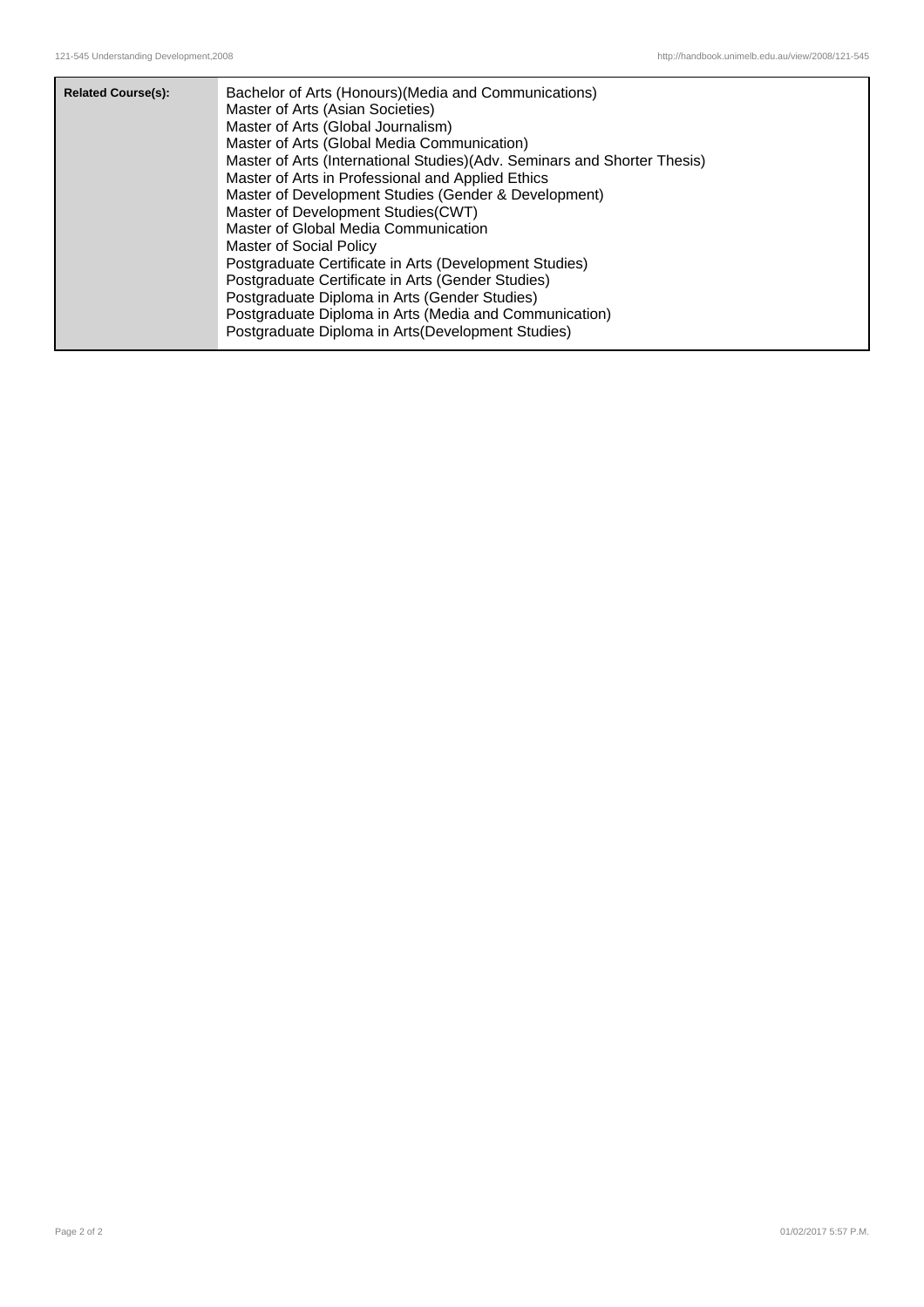| | |
|---|---|
| **Related Course(s):** | Bachelor of Arts (Honours)(Media and Communications)<br>Master of Arts (Asian Societies)<br>Master of Arts (Global Journalism)<br>Master of Arts (Global Media Communication)<br>Master of Arts (International Studies)(Adv. Seminars and Shorter Thesis)<br>Master of Arts in Professional and Applied Ethics<br>Master of Development Studies (Gender & Development)<br>Master of Development Studies(CWT)<br>Master of Global Media Communication<br>Master of Social Policy<br>Postgraduate Certificate in Arts (Development Studies)<br>Postgraduate Certificate in Arts (Gender Studies)<br>Postgraduate Diploma in Arts (Gender Studies)<br>Postgraduate Diploma in Arts (Media and Communication)<br>Postgraduate Diploma in Arts(Development Studies) |